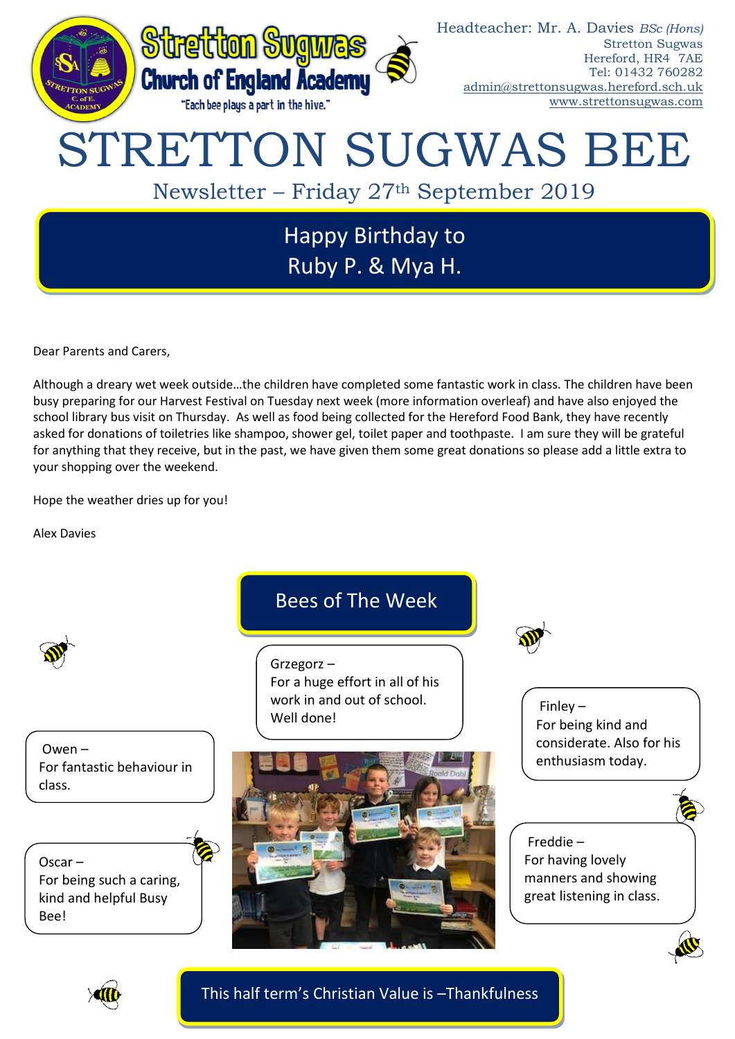**Stretton Sugwas Church of England Academy**

"Each bee plays a part in the hive."

Headteacher: Mr. A. Davies *BSc (Hons)*
Stretton Sugwas
Hereford, HR4 7AE
Tel: 01432 760282
admin@strettonsugwas.hereford.sch.uk
www.strettonsugwas.com

# STRETTON SUGWAS BEE

## Newsletter – Friday 27th September 2019

### Happy Birthday to Ruby P. & Mya H.

Dear Parents and Carers,

Although a dreary wet week outside…the children have completed some fantastic work in class. The children have been busy preparing for our Harvest Festival on Tuesday next week (more information overleaf) and have also enjoyed the school library bus visit on Thursday. As well as food being collected for the Hereford Food Bank, they have recently asked for donations of toiletries like shampoo, shower gel, toilet paper and toothpaste. I am sure they will be grateful for anything that they receive, but in the past, we have given them some great donations so please add a little extra to your shopping over the weekend.

Hope the weather dries up for you!

Alex Davies

### Bees of The Week

Grzegorz – For a huge effort in all of his work in and out of school. Well done!

Owen – For fantastic behaviour in class.

Oscar – For being such a caring, kind and helpful Busy Bee!

Finley – For being kind and considerate. Also for his enthusiasm today.

Freddie – For having lovely manners and showing great listening in class.

### This half term's Christian Value is –Thankfulness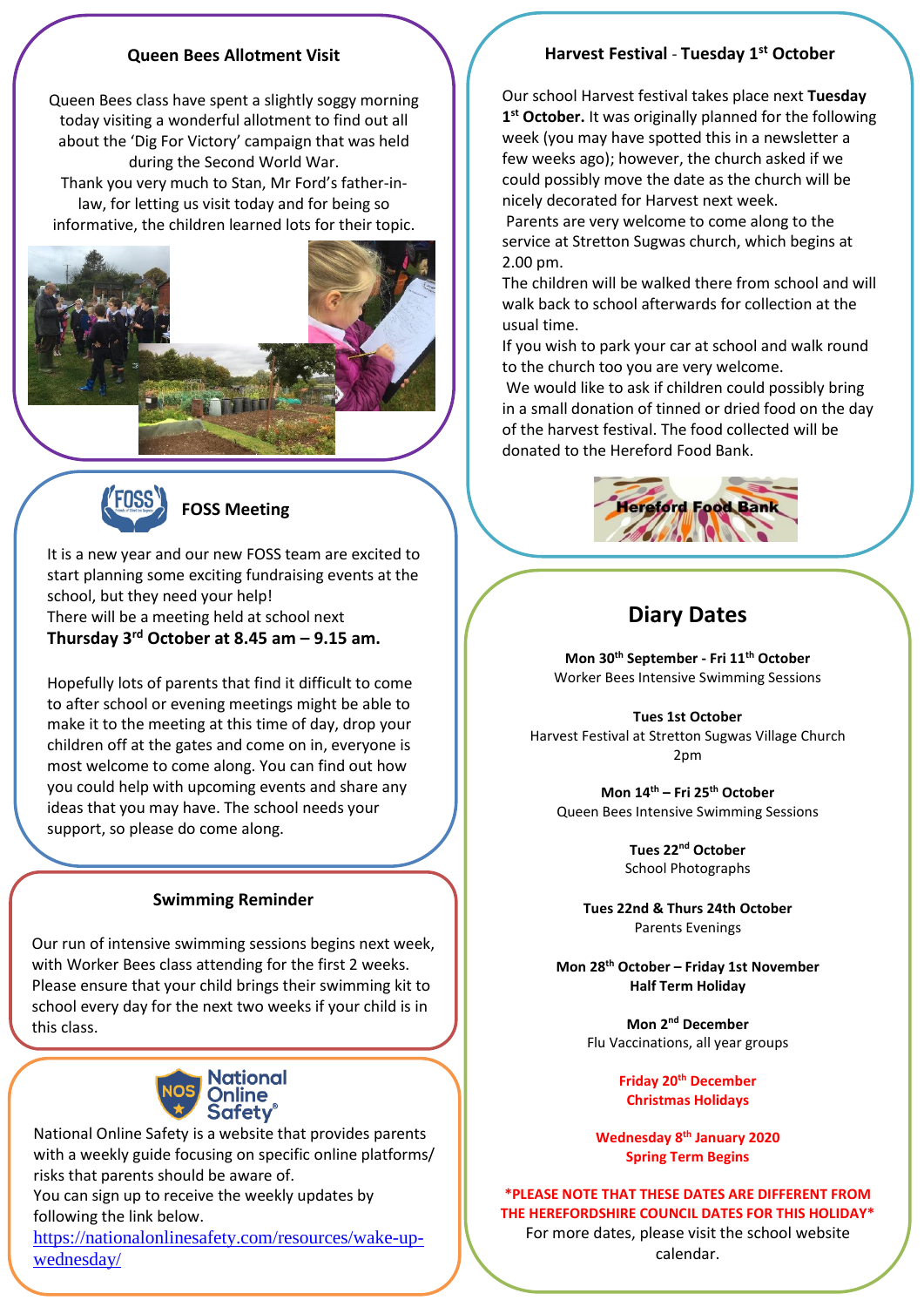## Queen Bees Allotment Visit

Queen Bees class have spent a slightly soggy morning today visiting a wonderful allotment to find out all about the 'Dig For Victory' campaign that was held during the Second World War.
Thank you very much to Stan, Mr Ford's father-in-law, for letting us visit today and for being so informative, the children learned lots for their topic.

## FOSS Meeting

It is a new year and our new FOSS team are excited to start planning some exciting fundraising events at the school, but they need your help!
There will be a meeting held at school next **Thursday 3rd October at 8.45 am – 9.15 am.**

Hopefully lots of parents that find it difficult to come to after school or evening meetings might be able to make it to the meeting at this time of day, drop your children off at the gates and come on in, everyone is most welcome to come along. You can find out how you could help with upcoming events and share any ideas that you may have. The school needs your support, so please do come along.

## Swimming Reminder

Our run of intensive swimming sessions begins next week, with Worker Bees class attending for the first 2 weeks. Please ensure that your child brings their swimming kit to school every day for the next two weeks if your child is in this class.

## National Online Safety

National Online Safety is a website that provides parents with a weekly guide focusing on specific online platforms/ risks that parents should be aware of.
You can sign up to receive the weekly updates by following the link below.
https://nationalonlinesafety.com/resources/wake-up-wednesday/

## Harvest Festival - Tuesday 1st October

Our school Harvest festival takes place next **Tuesday 1st October.** It was originally planned for the following week (you may have spotted this in a newsletter a few weeks ago); however, the church asked if we could possibly move the date as the church will be nicely decorated for Harvest next week.
Parents are very welcome to come along to the service at Stretton Sugwas church, which begins at 2.00 pm.
The children will be walked there from school and will walk back to school afterwards for collection at the usual time.
If you wish to park your car at school and walk round to the church too you are very welcome.
We would like to ask if children could possibly bring in a small donation of tinned or dried food on the day of the harvest festival. The food collected will be donated to the Hereford Food Bank.

Hereford Food Bank

## Diary Dates

**Mon 30th September - Fri 11th October**
Worker Bees Intensive Swimming Sessions

**Tues 1st October**
Harvest Festival at Stretton Sugwas Village Church
2pm

**Mon 14th – Fri 25th October**
Queen Bees Intensive Swimming Sessions

**Tues 22nd October**
School Photographs

**Tues 22nd & Thurs 24th October**
Parents Evenings

**Mon 28th October – Friday 1st November**
**Half Term Holiday**

**Mon 2nd December**
Flu Vaccinations, all year groups

**Friday 20th December**
**Christmas Holidays**

**Wednesday 8th January 2020**
**Spring Term Begins**

***PLEASE NOTE THAT THESE DATES ARE DIFFERENT FROM THE HEREFORDSHIRE COUNCIL DATES FOR THIS HOLIDAY***
For more dates, please visit the school website calendar.